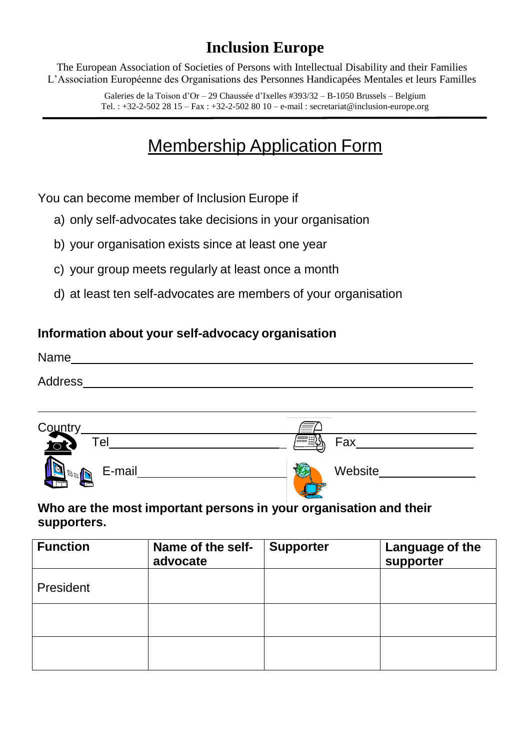# Inclusion Europe

The European Association of Societies of Persons with Intellectual Disability and their Families
L'Association Européenne des Organisations des Personnes Handicapées Mentales et leurs Familles

Galeries de la Toison d'Or – 29 Chaussée d'Ixelles #393/32 – B-1050 Brussels – Belgium
Tel. : +32-2-502 28 15 – Fax : +32-2-502 80 10 – e-mail : secretariat@inclusion-europe.org

## Membership Application Form

You can become member of Inclusion Europe if

a) only self-advocates take decisions in your organisation

b) your organisation exists since at least one year

c) your group meets regularly at least once a month

d) at least ten self-advocates are members of your organisation

**Information about your self-advocacy organisation**

Name ____________________________________________

Address __________________________________________

__________________________________________________

Country __________________________________________

Tel ______________________ Fax ______________________

E-mail ____________________ Website __________________

**Who are the most important persons in your organisation and their supporters.**

| Function | Name of the self-advocate | Supporter | Language of the supporter |
|---|---|---|---|
| President | | | |
| | | | |
| | | | |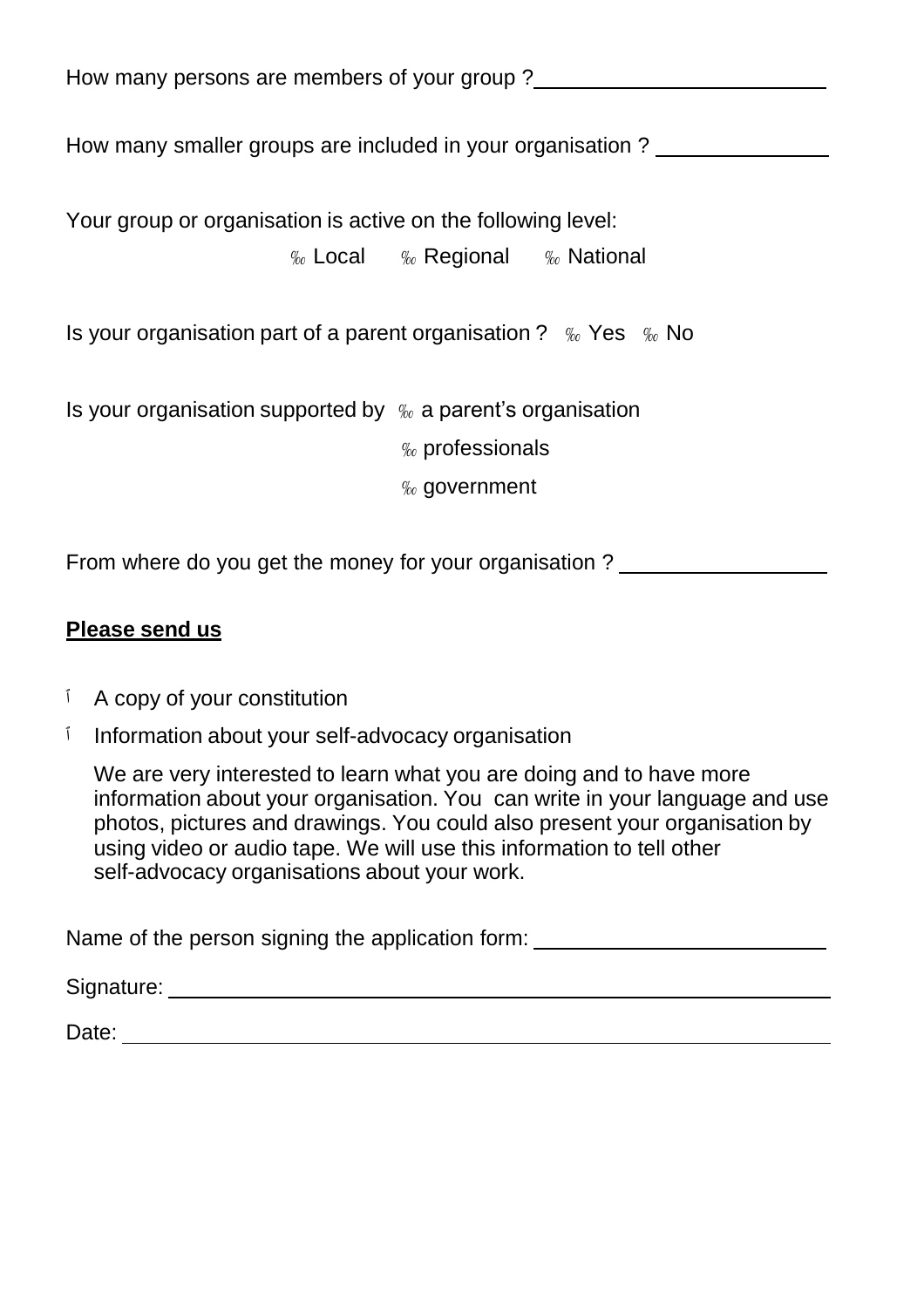How many persons are members of your group ? ________________________

How many smaller groups are included in your organisation ? ______________

Your group or organisation is active on the following level:

‰ Local ‰ Regional ‰ National

Is your organisation part of a parent organisation ? ‰ Yes ‰ No

Is your organisation supported by ‰ a parent's organisation

‰ professionals

‰ government

From where do you get the money for your organisation ? _________________

**Please send us**

- A copy of your constitution
- Information about your self-advocacy organisation

  We are very interested to learn what you are doing and to have more information about your organisation. You can write in your language and use photos, pictures and drawings. You could also present your organisation by using video or audio tape. We will use this information to tell other self-advocacy organisations about your work.

Name of the person signing the application form: ________________________

Signature: ________________________________________________________

Date: ____________________________________________________________